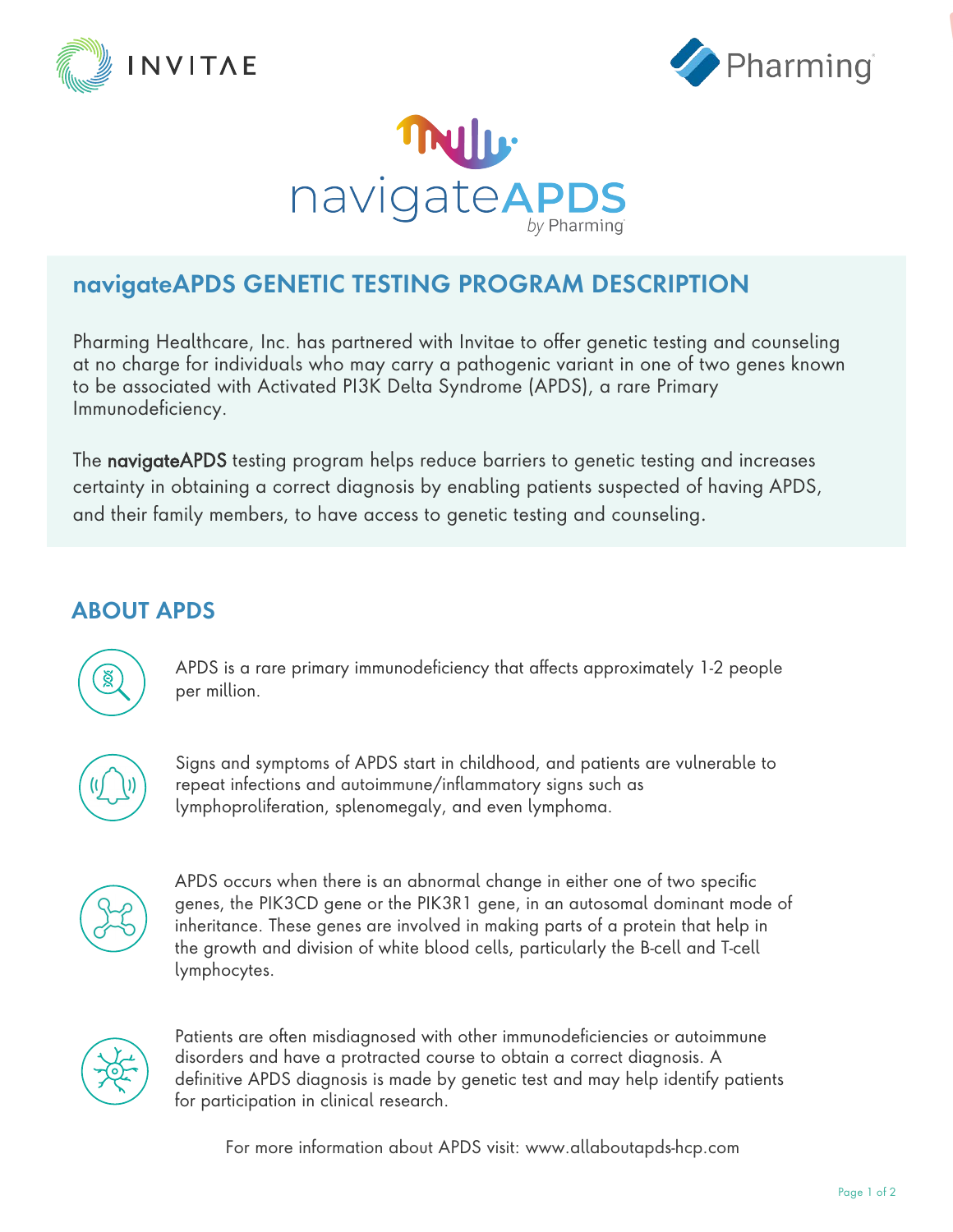INVITAE

Pharming

navigateAPDS
by Pharming

## navigateAPDS GENETIC TESTING PROGRAM DESCRIPTION

Pharming Healthcare, Inc. has partnered with Invitae to offer genetic testing and counseling at no charge for individuals who may carry a pathogenic variant in one of two genes known to be associated with Activated PI3K Delta Syndrome (APDS), a rare Primary Immunodeficiency.

The **navigateAPDS** testing program helps reduce barriers to genetic testing and increases certainty in obtaining a correct diagnosis by enabling patients suspected of having APDS, and their family members, to have access to genetic testing and counseling.

## ABOUT APDS

APDS is a rare primary immunodeficiency that affects approximately 1-2 people per million.

Signs and symptoms of APDS start in childhood, and patients are vulnerable to repeat infections and autoimmune/inflammatory signs such as lymphoproliferation, splenomegaly, and even lymphoma.

APDS occurs when there is an abnormal change in either one of two specific genes, the PIK3CD gene or the PIK3R1 gene, in an autosomal dominant mode of inheritance. These genes are involved in making parts of a protein that help in the growth and division of white blood cells, particularly the B-cell and T-cell lymphocytes.

Patients are often misdiagnosed with other immunodeficiencies or autoimmune disorders and have a protracted course to obtain a correct diagnosis. A definitive APDS diagnosis is made by genetic test and may help identify patients for participation in clinical research.

For more information about APDS visit: www.allaboutapds-hcp.com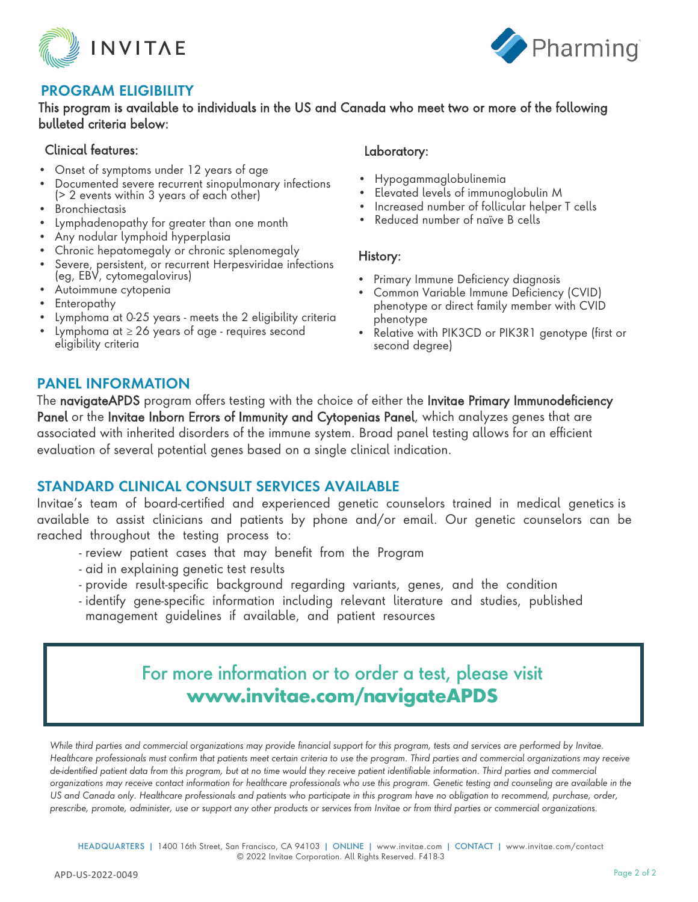## PROGRAM ELIGIBILITY

This program is available to individuals in the US and Canada who meet two or more of the following bulleted criteria below:

### Clinical features:

- Onset of symptoms under 12 years of age
- Documented severe recurrent sinopulmonary infections (> 2 events within 3 years of each other)
- Bronchiectasis
- Lymphadenopathy for greater than one month
- Any nodular lymphoid hyperplasia
- Chronic hepatomegaly or chronic splenomegaly
- Severe, persistent, or recurrent Herpesviridae infections (eg, EBV, cytomegalovirus)
- Autoimmune cytopenia
- Enteropathy
- Lymphoma at 0-25 years - meets the 2 eligibility criteria
- Lymphoma at ≥ 26 years of age - requires second eligibility criteria

### Laboratory:

- Hypogammaglobulinemia
- Elevated levels of immunoglobulin M
- Increased number of follicular helper T cells
- Reduced number of naïve B cells

### History:

- Primary Immune Deficiency diagnosis
- Common Variable Immune Deficiency (CVID) phenotype or direct family member with CVID phenotype
- Relative with PIK3CD or PIK3R1 genotype (first or second degree)

## PANEL INFORMATION

The **navigateAPDS** program offers testing with the choice of either the **Invitae Primary Immunodeficiency Panel** or the **Invitae Inborn Errors of Immunity and Cytopenias Panel**, which analyzes genes that are associated with inherited disorders of the immune system. Broad panel testing allows for an efficient evaluation of several potential genes based on a single clinical indication.

## STANDARD CLINICAL CONSULT SERVICES AVAILABLE

Invitae's team of board-certified and experienced genetic counselors trained in medical genetics is available to assist clinicians and patients by phone and/or email. Our genetic counselors can be reached throughout the testing process to:

- review patient cases that may benefit from the Program
- aid in explaining genetic test results
- provide result-specific background regarding variants, genes, and the condition
- identify gene-specific information including relevant literature and studies, published management guidelines if available, and patient resources

For more information or to order a test, please visit
**www.invitae.com/navigateAPDS**

*While third parties and commercial organizations may provide financial support for this program, tests and services are performed by Invitae. Healthcare professionals must confirm that patients meet certain criteria to use the program. Third parties and commercial organizations may receive de-identified patient data from this program, but at no time would they receive patient identifiable information. Third parties and commercial organizations may receive contact information for healthcare professionals who use this program. Genetic testing and counseling are available in the US and Canada only. Healthcare professionals and patients who participate in this program have no obligation to recommend, purchase, order, prescribe, promote, administer, use or support any other products or services from Invitae or from third parties or commercial organizations.*

HEADQUARTERS | 1400 16th Street, San Francisco, CA 94103 | ONLINE | www.invitae.com | CONTACT | www.invitae.com/contact
© 2022 Invitae Corporation. All Rights Reserved. F418-3

APD-US-2022-0049